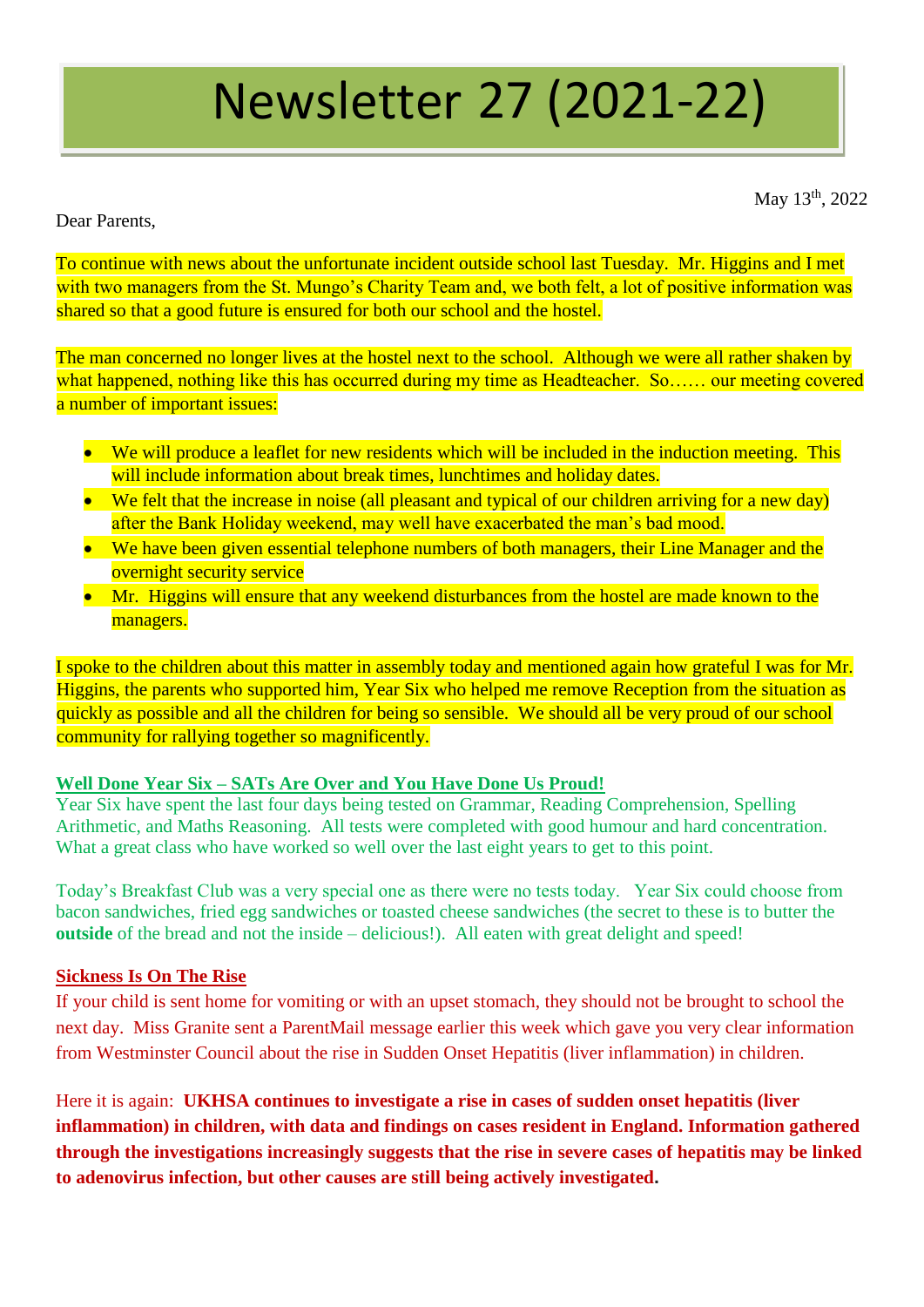# Newsletter 27 (2021-22)

May 13th, 2022

Dear Parents,

To continue with news about the unfortunate incident outside school last Tuesday. Mr. Higgins and I met with two managers from the St. Mungo's Charity Team and, we both felt, a lot of positive information was shared so that a good future is ensured for both our school and the hostel.

The man concerned no longer lives at the hostel next to the school. Although we were all rather shaken by what happened, nothing like this has occurred during my time as Headteacher. So…… our meeting covered a number of important issues:

- We will produce a leaflet for new residents which will be included in the induction meeting. This will include information about break times, lunchtimes and holiday dates.
- We felt that the increase in noise (all pleasant and typical of our children arriving for a new day) after the Bank Holiday weekend, may well have exacerbated the man's bad mood.
- We have been given essential telephone numbers of both managers, their Line Manager and the overnight security service
- Mr. Higgins will ensure that any weekend disturbances from the hostel are made known to the managers.

I spoke to the children about this matter in assembly today and mentioned again how grateful I was for Mr. Higgins, the parents who supported him, Year Six who helped me remove Reception from the situation as quickly as possible and all the children for being so sensible. We should all be very proud of our school community for rallying together so magnificently.

## Well Done Year Six – SATs Are Over and You Have Done Us Proud!

Year Six have spent the last four days being tested on Grammar, Reading Comprehension, Spelling Arithmetic, and Maths Reasoning. All tests were completed with good humour and hard concentration. What a great class who have worked so well over the last eight years to get to this point.

Today's Breakfast Club was a very special one as there were no tests today. Year Six could choose from bacon sandwiches, fried egg sandwiches or toasted cheese sandwiches (the secret to these is to butter the **outside** of the bread and not the inside – delicious!). All eaten with great delight and speed!

## Sickness Is On The Rise

If your child is sent home for vomiting or with an upset stomach, they should not be brought to school the next day. Miss Granite sent a ParentMail message earlier this week which gave you very clear information from Westminster Council about the rise in Sudden Onset Hepatitis (liver inflammation) in children.

Here it is again: **UKHSA continues to investigate a rise in cases of sudden onset hepatitis (liver inflammation) in children, with data and findings on cases resident in England. Information gathered through the investigations increasingly suggests that the rise in severe cases of hepatitis may be linked to adenovirus infection, but other causes are still being actively investigated.**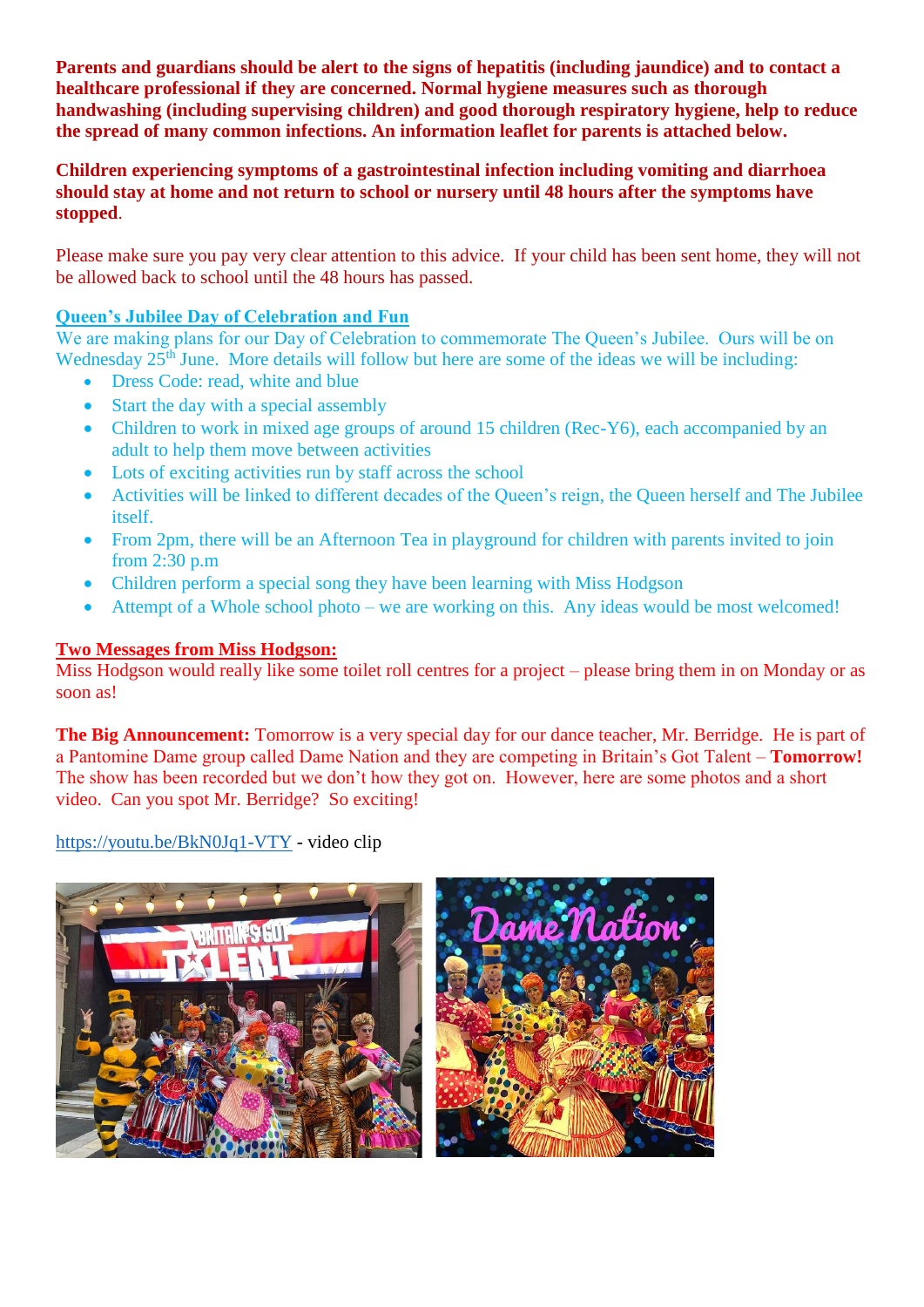**Parents and guardians should be alert to the signs of hepatitis (including jaundice) and to contact a healthcare professional if they are concerned. Normal hygiene measures such as thorough handwashing (including supervising children) and good thorough respiratory hygiene, help to reduce the spread of many common infections. An information leaflet for parents is attached below.**

**Children experiencing symptoms of a gastrointestinal infection including vomiting and diarrhoea should stay at home and not return to school or nursery until 48 hours after the symptoms have stopped**.

Please make sure you pay very clear attention to this advice. If your child has been sent home, they will not be allowed back to school until the 48 hours has passed.

**Queen's Jubilee Day of Celebration and Fun**

We are making plans for our Day of Celebration to commemorate The Queen's Jubilee. Ours will be on Wednesday 25th June. More details will follow but here are some of the ideas we will be including:

- Dress Code: read, white and blue
- Start the day with a special assembly
- Children to work in mixed age groups of around 15 children (Rec-Y6), each accompanied by an adult to help them move between activities
- Lots of exciting activities run by staff across the school
- Activities will be linked to different decades of the Queen's reign, the Queen herself and The Jubilee itself.
- From 2pm, there will be an Afternoon Tea in playground for children with parents invited to join from 2:30 p.m
- Children perform a special song they have been learning with Miss Hodgson
- Attempt of a Whole school photo – we are working on this. Any ideas would be most welcomed!

**Two Messages from Miss Hodgson:**

Miss Hodgson would really like some toilet roll centres for a project – please bring them in on Monday or as soon as!

**The Big Announcement:** Tomorrow is a very special day for our dance teacher, Mr. Berridge. He is part of a Pantomine Dame group called Dame Nation and they are competing in Britain's Got Talent – **Tomorrow!** The show has been recorded but we don't how they got on. However, here are some photos and a short video. Can you spot Mr. Berridge? So exciting!

https://youtu.be/BkN0Jq1-VTY - video clip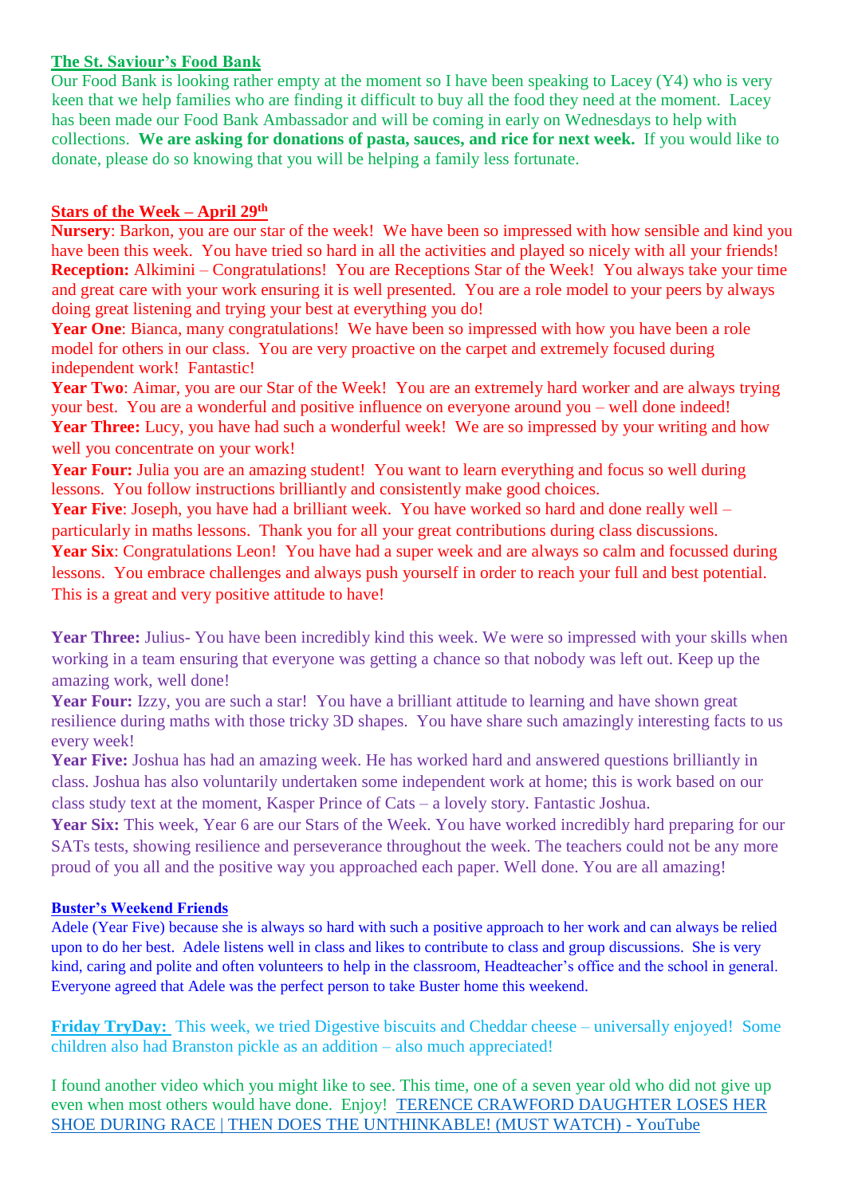## The St. Saviour's Food Bank

Our Food Bank is looking rather empty at the moment so I have been speaking to Lacey (Y4) who is very keen that we help families who are finding it difficult to buy all the food they need at the moment. Lacey has been made our Food Bank Ambassador and will be coming in early on Wednesdays to help with collections. **We are asking for donations of pasta, sauces, and rice for next week.** If you would like to donate, please do so knowing that you will be helping a family less fortunate.

## Stars of the Week – April 29th

**Nursery**: Barkon, you are our star of the week! We have been so impressed with how sensible and kind you have been this week. You have tried so hard in all the activities and played so nicely with all your friends!

**Reception:** Alkimini – Congratulations! You are Receptions Star of the Week! You always take your time and great care with your work ensuring it is well presented. You are a role model to your peers by always doing great listening and trying your best at everything you do!

**Year One**: Bianca, many congratulations! We have been so impressed with how you have been a role model for others in our class. You are very proactive on the carpet and extremely focused during independent work! Fantastic!

**Year Two**: Aimar, you are our Star of the Week! You are an extremely hard worker and are always trying your best. You are a wonderful and positive influence on everyone around you – well done indeed!

**Year Three:** Lucy, you have had such a wonderful week! We are so impressed by your writing and how well you concentrate on your work!

**Year Four:** Julia you are an amazing student! You want to learn everything and focus so well during lessons. You follow instructions brilliantly and consistently make good choices.

**Year Five**: Joseph, you have had a brilliant week. You have worked so hard and done really well – particularly in maths lessons. Thank you for all your great contributions during class discussions.

**Year Six**: Congratulations Leon! You have had a super week and are always so calm and focussed during lessons. You embrace challenges and always push yourself in order to reach your full and best potential. This is a great and very positive attitude to have!

**Year Three:** Julius- You have been incredibly kind this week. We were so impressed with your skills when working in a team ensuring that everyone was getting a chance so that nobody was left out. Keep up the amazing work, well done!

**Year Four:** Izzy, you are such a star! You have a brilliant attitude to learning and have shown great resilience during maths with those tricky 3D shapes. You have share such amazingly interesting facts to us every week!

**Year Five:** Joshua has had an amazing week. He has worked hard and answered questions brilliantly in class. Joshua has also voluntarily undertaken some independent work at home; this is work based on our class study text at the moment, Kasper Prince of Cats – a lovely story. Fantastic Joshua.

**Year Six:** This week, Year 6 are our Stars of the Week. You have worked incredibly hard preparing for our SATs tests, showing resilience and perseverance throughout the week. The teachers could not be any more proud of you all and the positive way you approached each paper. Well done. You are all amazing!

## Buster's Weekend Friends

Adele (Year Five) because she is always so hard with such a positive approach to her work and can always be relied upon to do her best. Adele listens well in class and likes to contribute to class and group discussions. She is very kind, caring and polite and often volunteers to help in the classroom, Headteacher's office and the school in general. Everyone agreed that Adele was the perfect person to take Buster home this weekend.

**Friday TryDay:** This week, we tried Digestive biscuits and Cheddar cheese – universally enjoyed! Some children also had Branston pickle as an addition – also much appreciated!

I found another video which you might like to see. This time, one of a seven year old who did not give up even when most others would have done. Enjoy! TERENCE CRAWFORD DAUGHTER LOSES HER SHOE DURING RACE | THEN DOES THE UNTHINKABLE! (MUST WATCH) - YouTube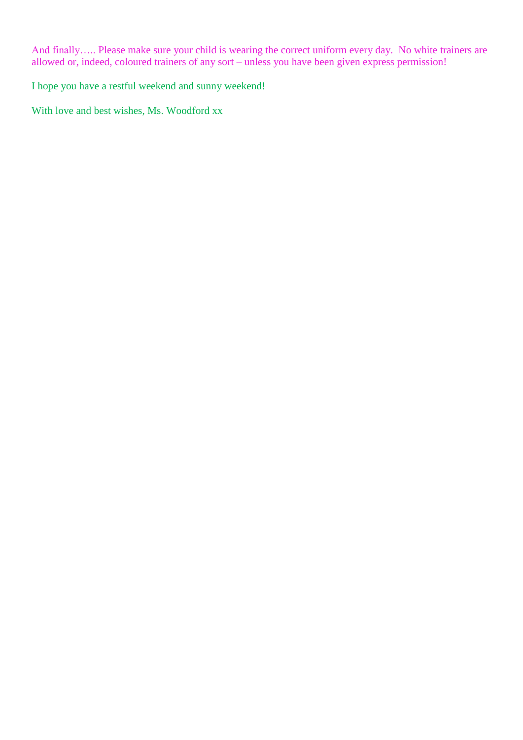And finally….. Please make sure your child is wearing the correct uniform every day.  No white trainers are allowed or, indeed, coloured trainers of any sort – unless you have been given express permission!

I hope you have a restful weekend and sunny weekend!

With love and best wishes, Ms. Woodford xx